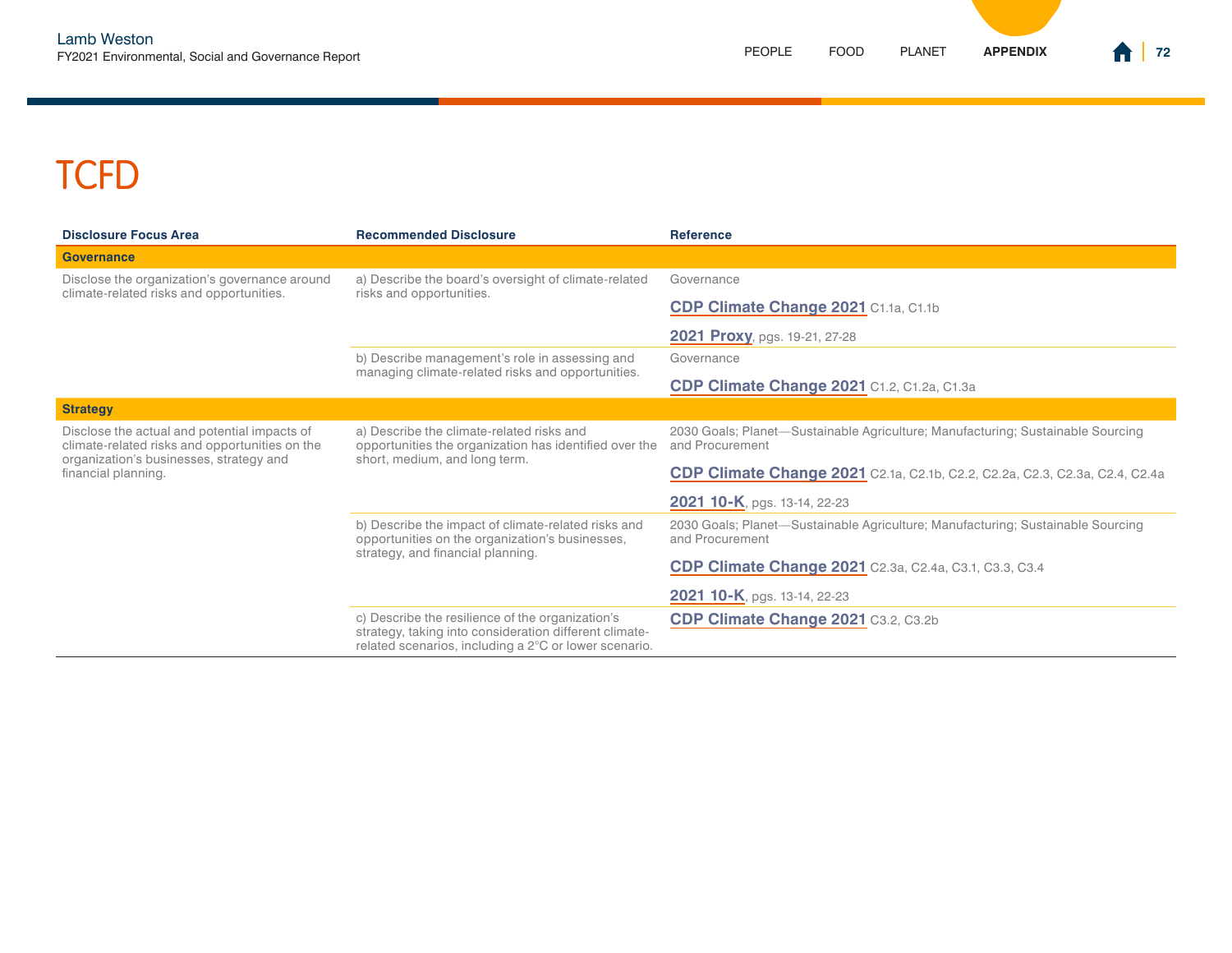# TCFD

| Disclosure Focus Area | Recommended Disclosure | Reference |
|---|---|---|
| **Governance** | | |
| Disclose the organization's governance around climate-related risks and opportunities. | a) Describe the board's oversight of climate-related risks and opportunities. | Governance<br>**CDP Climate Change 2021** C1.1a, C1.1b<br>**2021 Proxy**, pgs. 19-21, 27-28 |
| | b) Describe management's role in assessing and managing climate-related risks and opportunities. | Governance<br>**CDP Climate Change 2021** C1.2, C1.2a, C1.3a |
| **Strategy** | | |
| Disclose the actual and potential impacts of climate-related risks and opportunities on the organization's businesses, strategy and financial planning. | a) Describe the climate-related risks and opportunities the organization has identified over the short, medium, and long term. | 2030 Goals; Planet—Sustainable Agriculture; Manufacturing; Sustainable Sourcing and Procurement<br>**CDP Climate Change 2021** C2.1a, C2.1b, C2.2, C2.2a, C2.3, C2.3a, C2.4, C2.4a<br>**2021 10-K**, pgs. 13-14, 22-23 |
| | b) Describe the impact of climate-related risks and opportunities on the organization's businesses, strategy, and financial planning. | 2030 Goals; Planet—Sustainable Agriculture; Manufacturing; Sustainable Sourcing and Procurement<br>**CDP Climate Change 2021** C2.3a, C2.4a, C3.1, C3.3, C3.4<br>**2021 10-K**, pgs. 13-14, 22-23 |
| | c) Describe the resilience of the organization's strategy, taking into consideration different climate-related scenarios, including a 2°C or lower scenario. | **CDP Climate Change 2021** C3.2, C3.2b |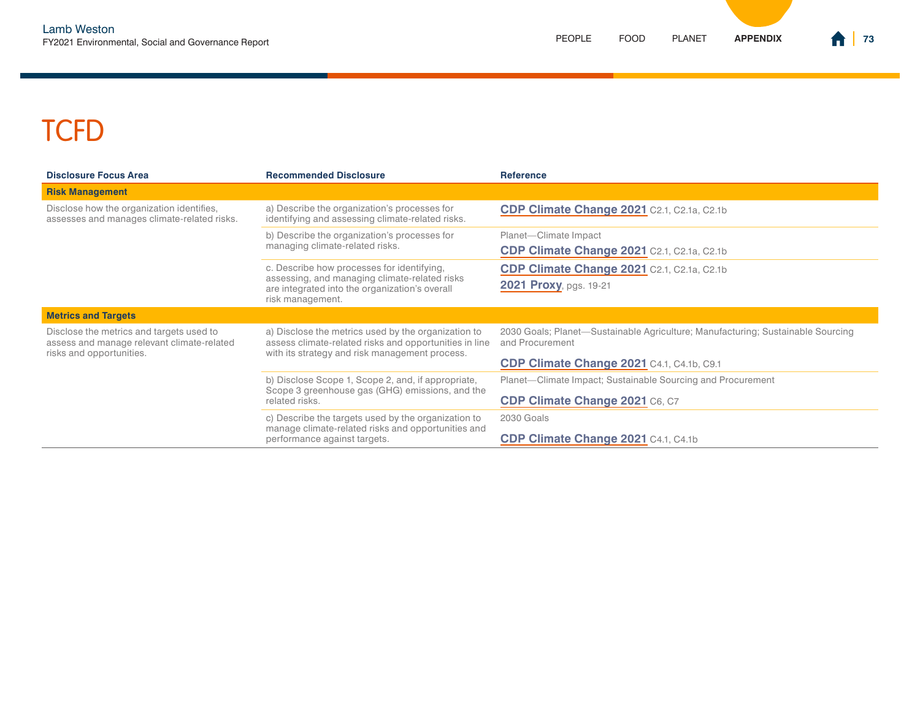# TCFD

| Disclosure Focus Area | Recommended Disclosure | Reference |
|---|---|---|
| **Risk Management** | | |
| Disclose how the organization identifies, assesses and manages climate-related risks. | a) Describe the organization's processes for identifying and assessing climate-related risks. | **CDP Climate Change 2021** C2.1, C2.1a, C2.1b |
| | b) Describe the organization's processes for managing climate-related risks. | Planet—Climate Impact<br>**CDP Climate Change 2021** C2.1, C2.1a, C2.1b |
| | c. Describe how processes for identifying, assessing, and managing climate-related risks are integrated into the organization's overall risk management. | **CDP Climate Change 2021** C2.1, C2.1a, C2.1b<br>**2021 Proxy**, pgs. 19-21 |
| **Metrics and Targets** | | |
| Disclose the metrics and targets used to assess and manage relevant climate-related risks and opportunities. | a) Disclose the metrics used by the organization to assess climate-related risks and opportunities in line with its strategy and risk management process. | 2030 Goals; Planet—Sustainable Agriculture; Manufacturing; Sustainable Sourcing and Procurement<br>**CDP Climate Change 2021** C4.1, C4.1b, C9.1 |
| | b) Disclose Scope 1, Scope 2, and, if appropriate, Scope 3 greenhouse gas (GHG) emissions, and the related risks. | Planet—Climate Impact; Sustainable Sourcing and Procurement<br>**CDP Climate Change 2021** C6, C7 |
| | c) Describe the targets used by the organization to manage climate-related risks and opportunities and performance against targets. | 2030 Goals<br>**CDP Climate Change 2021** C4.1, C4.1b |